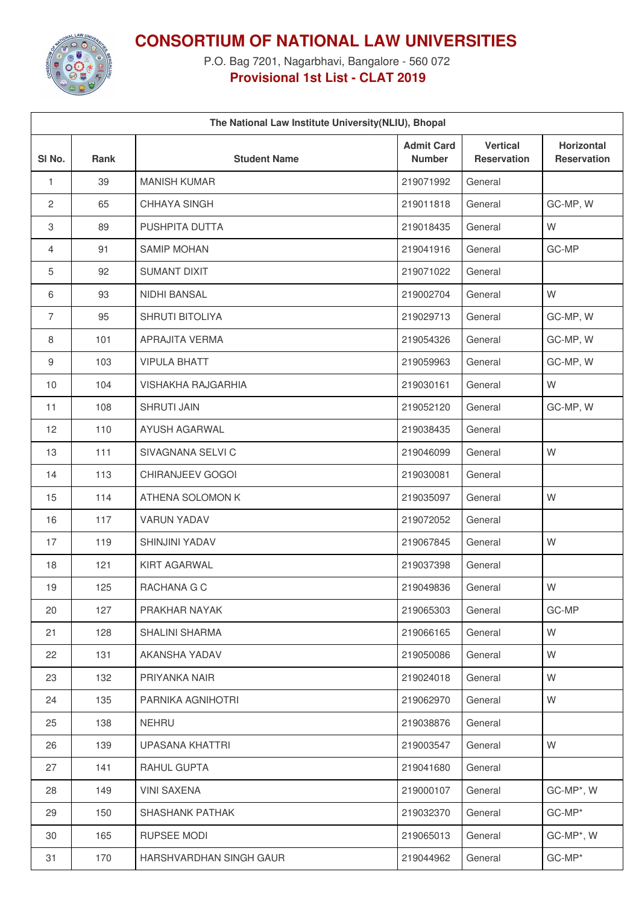# CONSORTIUM OF NATIONAL LAW UNIVERSITIES

P.O. Bag 7201, Nagarbhavi, Bangalore - 560 072

**Provisional 1st List - CLAT 2019**

| The National Law Institute University(NLIU), Bhopal | | | | | |
|---|---|---|---|---|---|
| Sl No. | Rank | Student Name | Admit Card Number | Vertical Reservation | Horizontal Reservation |
| 1 | 39 | MANISH KUMAR | 219071992 | General | |
| 2 | 65 | CHHAYA SINGH | 219011818 | General | GC-MP, W |
| 3 | 89 | PUSHPITA DUTTA | 219018435 | General | W |
| 4 | 91 | SAMIP MOHAN | 219041916 | General | GC-MP |
| 5 | 92 | SUMANT DIXIT | 219071022 | General | |
| 6 | 93 | NIDHI BANSAL | 219002704 | General | W |
| 7 | 95 | SHRUTI BITOLIYA | 219029713 | General | GC-MP, W |
| 8 | 101 | APRAJITA VERMA | 219054326 | General | GC-MP, W |
| 9 | 103 | VIPULA BHATT | 219059963 | General | GC-MP, W |
| 10 | 104 | VISHAKHA RAJGARHIA | 219030161 | General | W |
| 11 | 108 | SHRUTI JAIN | 219052120 | General | GC-MP, W |
| 12 | 110 | AYUSH AGARWAL | 219038435 | General | |
| 13 | 111 | SIVAGNANA SELVI C | 219046099 | General | W |
| 14 | 113 | CHIRANJEEV GOGOI | 219030081 | General | |
| 15 | 114 | ATHENA SOLOMON K | 219035097 | General | W |
| 16 | 117 | VARUN YADAV | 219072052 | General | |
| 17 | 119 | SHINJINI YADAV | 219067845 | General | W |
| 18 | 121 | KIRT AGARWAL | 219037398 | General | |
| 19 | 125 | RACHANA G C | 219049836 | General | W |
| 20 | 127 | PRAKHAR NAYAK | 219065303 | General | GC-MP |
| 21 | 128 | SHALINI SHARMA | 219066165 | General | W |
| 22 | 131 | AKANSHA YADAV | 219050086 | General | W |
| 23 | 132 | PRIYANKA NAIR | 219024018 | General | W |
| 24 | 135 | PARNIKA AGNIHOTRI | 219062970 | General | W |
| 25 | 138 | NEHRU | 219038876 | General | |
| 26 | 139 | UPASANA KHATTRI | 219003547 | General | W |
| 27 | 141 | RAHUL GUPTA | 219041680 | General | |
| 28 | 149 | VINI SAXENA | 219000107 | General | GC-MP*, W |
| 29 | 150 | SHASHANK PATHAK | 219032370 | General | GC-MP* |
| 30 | 165 | RUPSEE MODI | 219065013 | General | GC-MP*, W |
| 31 | 170 | HARSHVARDHAN SINGH GAUR | 219044962 | General | GC-MP* |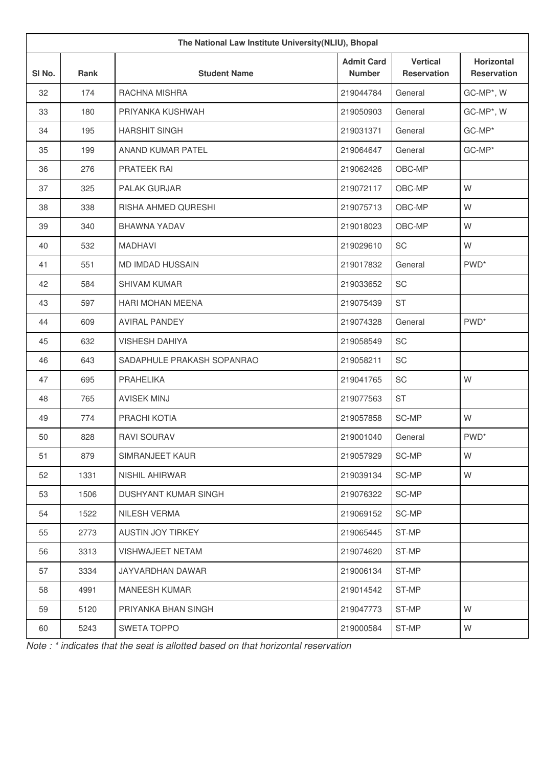| The National Law Institute University(NLIU), Bhopal | | | | | |
|---|---|---|---|---|---|
| Sl No. | Rank | Student Name | Admit Card Number | Vertical Reservation | Horizontal Reservation |
| 32 | 174 | RACHNA MISHRA | 219044784 | General | GC-MP*, W |
| 33 | 180 | PRIYANKA KUSHWAH | 219050903 | General | GC-MP*, W |
| 34 | 195 | HARSHIT SINGH | 219031371 | General | GC-MP* |
| 35 | 199 | ANAND KUMAR PATEL | 219064647 | General | GC-MP* |
| 36 | 276 | PRATEEK RAI | 219062426 | OBC-MP | |
| 37 | 325 | PALAK GURJAR | 219072117 | OBC-MP | W |
| 38 | 338 | RISHA AHMED QURESHI | 219075713 | OBC-MP | W |
| 39 | 340 | BHAWNA YADAV | 219018023 | OBC-MP | W |
| 40 | 532 | MADHAVI | 219029610 | SC | W |
| 41 | 551 | MD IMDAD HUSSAIN | 219017832 | General | PWD* |
| 42 | 584 | SHIVAM KUMAR | 219033652 | SC | |
| 43 | 597 | HARI MOHAN MEENA | 219075439 | ST | |
| 44 | 609 | AVIRAL PANDEY | 219074328 | General | PWD* |
| 45 | 632 | VISHESH DAHIYA | 219058549 | SC | |
| 46 | 643 | SADAPHULE PRAKASH SOPANRAO | 219058211 | SC | |
| 47 | 695 | PRAHELIKA | 219041765 | SC | W |
| 48 | 765 | AVISEK MINJ | 219077563 | ST | |
| 49 | 774 | PRACHI KOTIA | 219057858 | SC-MP | W |
| 50 | 828 | RAVI SOURAV | 219001040 | General | PWD* |
| 51 | 879 | SIMRANJEET KAUR | 219057929 | SC-MP | W |
| 52 | 1331 | NISHIL AHIRWAR | 219039134 | SC-MP | W |
| 53 | 1506 | DUSHYANT KUMAR SINGH | 219076322 | SC-MP | |
| 54 | 1522 | NILESH VERMA | 219069152 | SC-MP | |
| 55 | 2773 | AUSTIN JOY TIRKEY | 219065445 | ST-MP | |
| 56 | 3313 | VISHWAJEET NETAM | 219074620 | ST-MP | |
| 57 | 3334 | JAYVARDHAN DAWAR | 219006134 | ST-MP | |
| 58 | 4991 | MANEESH KUMAR | 219014542 | ST-MP | |
| 59 | 5120 | PRIYANKA BHAN SINGH | 219047773 | ST-MP | W |
| 60 | 5243 | SWETA TOPPO | 219000584 | ST-MP | W |

*Note : * indicates that the seat is allotted based on that horizontal reservation*